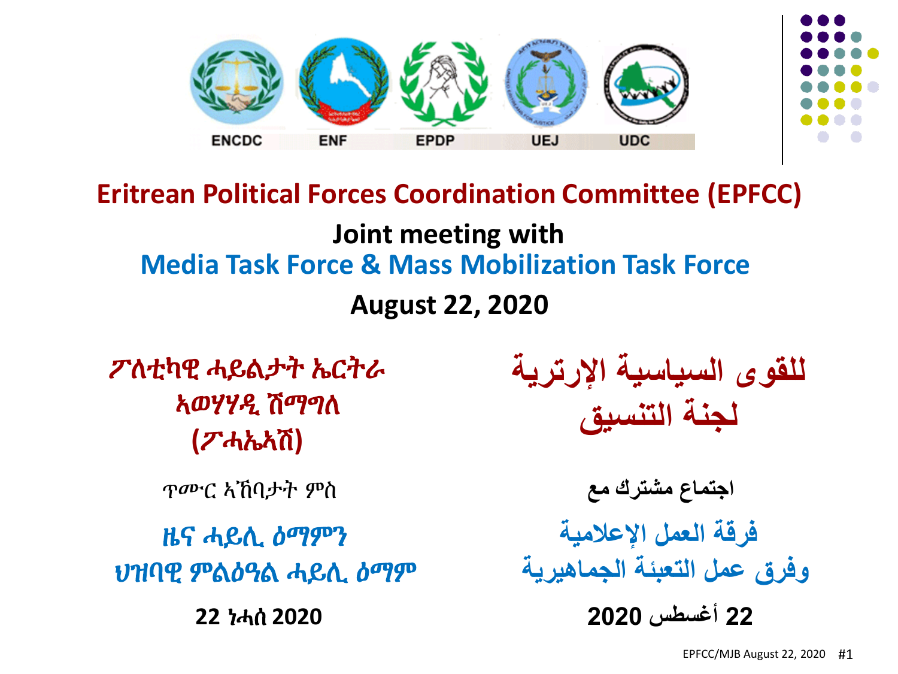ENCDC ENF EPDP UEJ UDC

# Eritrean Political Forces Coordination Committee (EPFCC)

**Joint meeting with**

**Media Task Force & Mass Mobilization Task Force**

**August 22, 2020**

## ፖለቲካዊ ሓይልታት ኤርትራ አወሃሃዲ ሽማግለ (ፖሓኤአሽ)

ጥሙር ኣኼባታት ምስ

**ዜና ሓይሊ ዕማምን**
**ህዝባዊ ምልዕዓል ሓይሊ ዕማም**

**22 ነሓሰ 2020**

## للقوى السياسية الإرترية لجنة التنسيق

**اجتماع مشترك مع**

**فرقة العمل الإعلامية**
**وفرق عمل التعبئة الجماهيرية**

**22 أغسطس 2020**

EPFCC/MJB August 22, 2020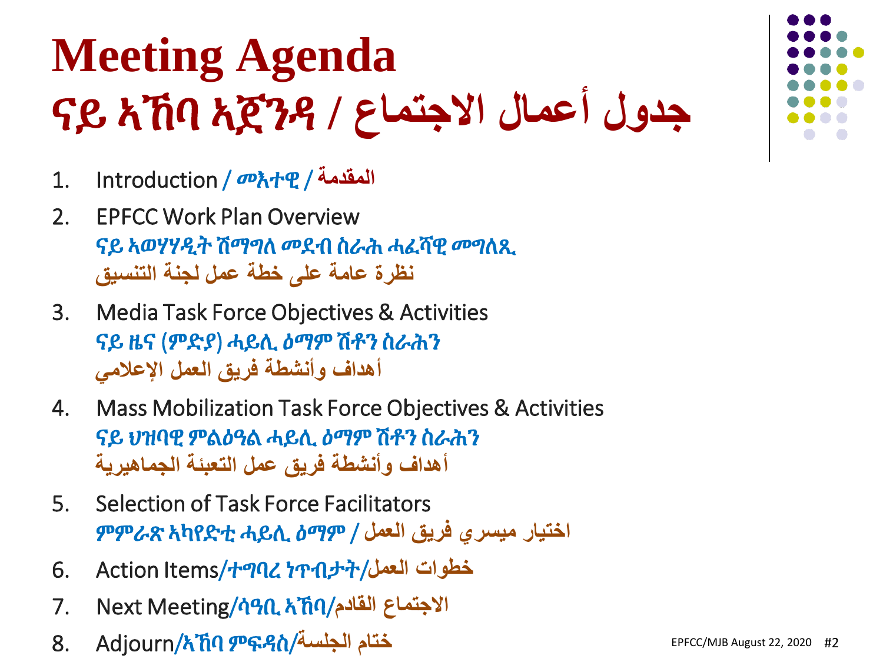# Meeting Agenda
# ናይ ኣኼባ ኣጀንዳ / جدول أعمال الاجتماع

1. Introduction / መእተዊ / المقدمة
2. EPFCC Work Plan Overview
   ናይ ኣወሃሃዲት ሽማግለ መደብ ስራሕ ሓፈሻዊ መግለጺ
   نظرة عامة على خطة عمل لجنة التنسيق
3. Media Task Force Objectives & Activities
   ናይ ዜና (ምድያ) ሓይሊ ዕማም ሸቶን ስራሕን
   أهداف وأنشطة فريق العمل الإعلامي
4. Mass Mobilization Task Force Objectives & Activities
   ናይ ህዝባዊ ምልዕዓል ሓይሊ ዕማም ሸቶን ስራሕን
   أهداف وأنشطة فريق عمل التعبئة الجماهيرية
5. Selection of Task Force Facilitators
   ምምራጽ ኣካየድቲ ሓይሊ ዕማም / اختيار ميسري فريق العمل
6. Action Items/ተግባረ ነጥብታት/خطوات العمل
7. Next Meeting/ሳዓቢ ኣኼባ/الاجتماع القادم
8. Adjourn/ኣኼባ ምፍዳስ/ختام الجلسة

EPFCC/MJB August 22, 2020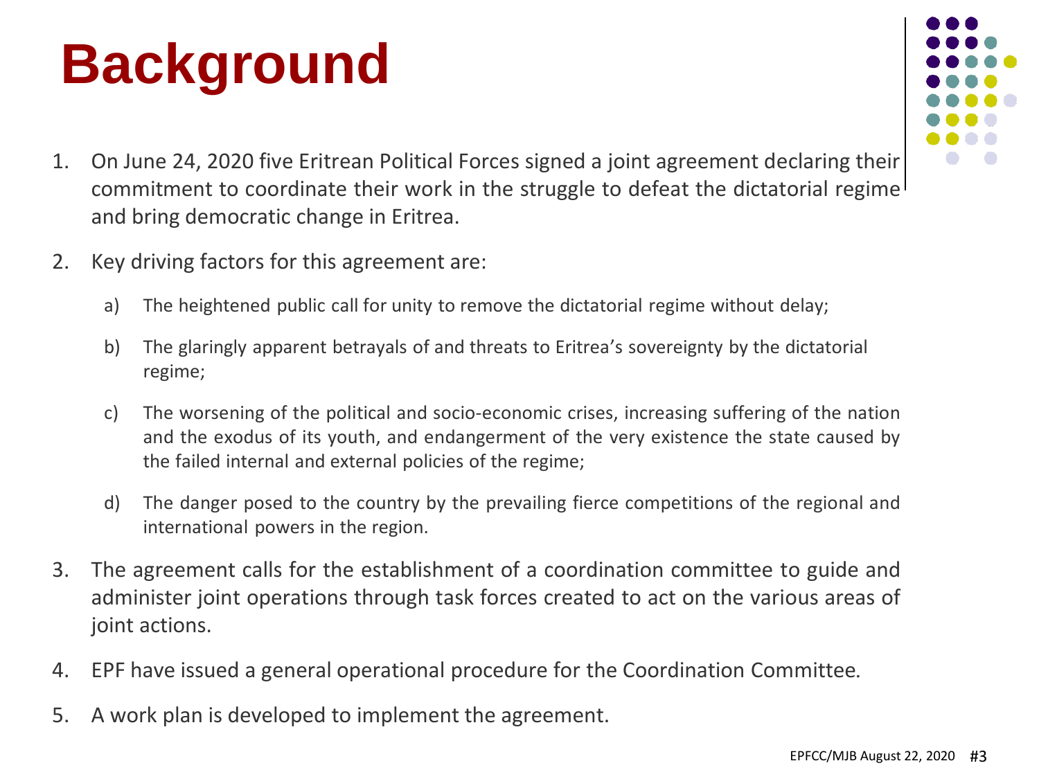# Background

1. On June 24, 2020 five Eritrean Political Forces signed a joint agreement declaring their commitment to coordinate their work in the struggle to defeat the dictatorial regime and bring democratic change in Eritrea.

2. Key driving factors for this agreement are:

   a) The heightened public call for unity to remove the dictatorial regime without delay;

   b) The glaringly apparent betrayals of and threats to Eritrea's sovereignty by the dictatorial regime;

   c) The worsening of the political and socio-economic crises, increasing suffering of the nation and the exodus of its youth, and endangerment of the very existence the state caused by the failed internal and external policies of the regime;

   d) The danger posed to the country by the prevailing fierce competitions of the regional and international powers in the region.

3. The agreement calls for the establishment of a coordination committee to guide and administer joint operations through task forces created to act on the various areas of joint actions.

4. EPF have issued a general operational procedure for the Coordination Committee.

5. A work plan is developed to implement the agreement.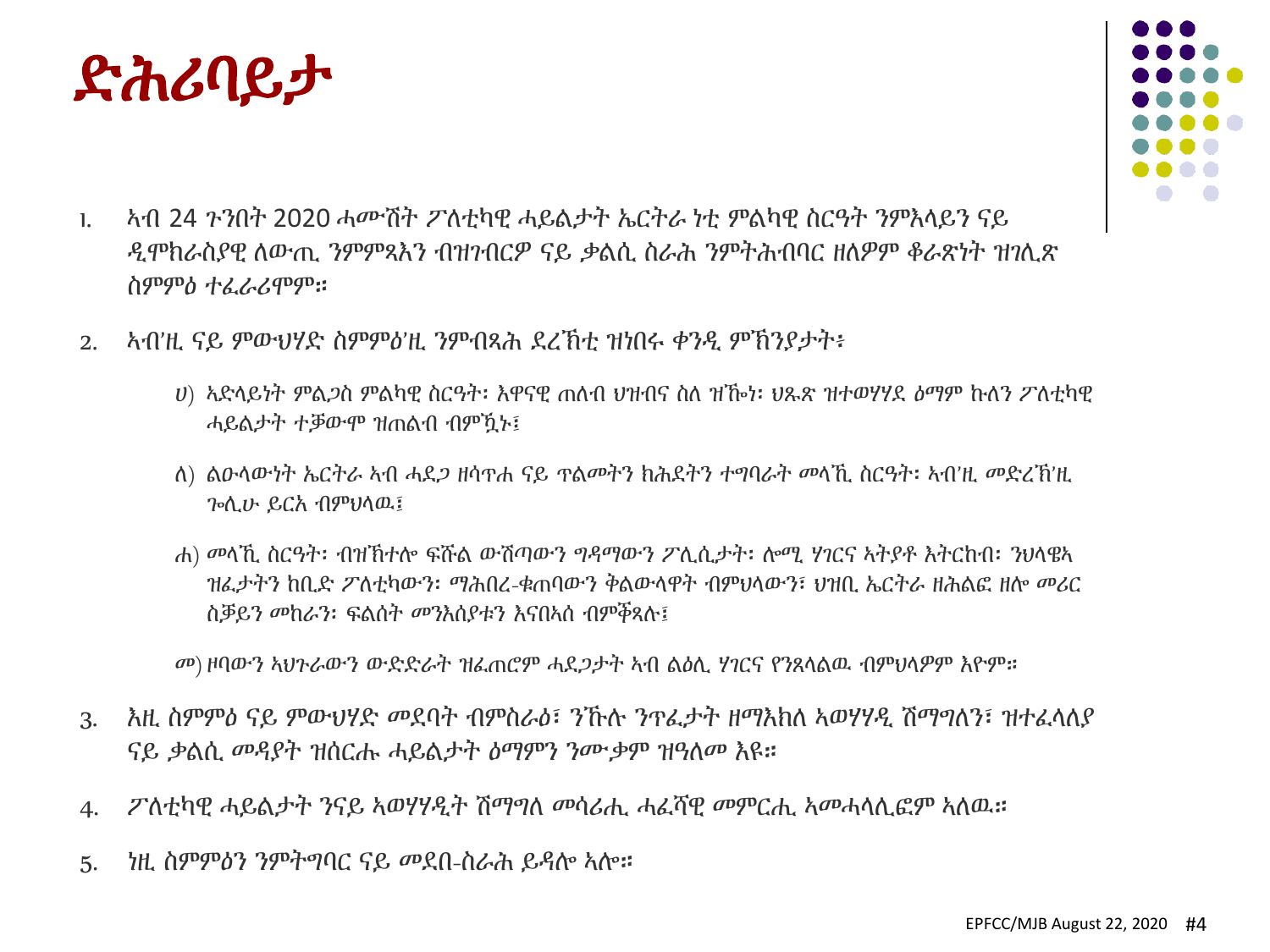# ድሕሪባይታ

1. ኣብ 24 ጉንበት 2020 ሓሙሽት ፖለቲካዊ ሓይልታት ኤርትራ ነቲ ምልካዊ ስርዓት ንምእላይን ናይ ዲሞክራስያዊ ለውጢ ንምምጻእን ብዝገብርዎ ናይ ቃልሲ ስራሕ ንምትሕብባር ዘለዎም ቆራጽነት ዝገሊጽ ስምምዕ ተፈራሪሞም።

2. ኣብ'ዚ ናይ ምውህሃድ ስምምዕ'ዚ ንምብጻሕ ደረኽቲ ዝነበሩ ቀንዲ ምኽንያታት፥

   ሀ) ኣድላይነት ምልጋስ ምልካዊ ስርዓት፡ እዋናዊ ጠለብ ህዝብና ስለ ዝኾነ፡ ህጹጽ ዝተወሃሃደ ዕማም ኩለን ፖለቲካዊ ሓይልታት ተቓውሞ ዝጠልብ ብምዃኑ፤

   ለ) ልዑላውነት ኤርትራ ኣብ ሓደጋ ዘሳጥሐ ናይ ጥልመትን ክሕደትን ተግባራት መላኺ ስርዓት፡ ኣብ'ዚ መድረኽ'ዚ ጉሊሁ ይርአ ብምህላዉ፤

   ሐ) መላኺ ስርዓት፡ ብዝኽተሎ ፍሹል ውሽጣውን ግዳማውን ፖሊሲታት፡ ሎሚ ሃገርና ኣትያቶ እትርከብ፡ ንህላዌኣ ዝፈታትን ከቢድ ፖለቲካውን፡ ማሕበረ-ቁጠባውን ቅልውላዋት ብምህላውን፣ ህዝቢ ኤርትራ ዘሕልፎ ዘሎ መሪር ስቓይን መከራን፡ ፍልሰት መንእሰያቱን እናበኣሰ ብምቕጻሉ፤

   መ) ዘባውን ኣህጉራውን ውድድራት ዝፈጠሮም ሓደጋታት ኣብ ልዕሊ ሃገርና የንጸላልዉ ብምህላዎም እዮም።

3. እዚ ስምምዕ ናይ ምውህሃድ መደባት ብምስራዕ፣ ንኹሉ ንጥፈታት ዘማእከለ ኣወሃሃዲ ሽማግለን፣ ዝተፈላለያ ናይ ቃልሲ መዳያት ዝሰርሑ ሓይልታት ዕማምን ንሙቃም ዝዓለመ እዩ።

4. ፖለቲካዊ ሓይልታት ንናይ ኣወሃሃዲት ሽማግለ መሳሪሒ ሓፈሻዊ መምርሒ ኣመሓላሊፎም ኣለዉ።

5. ነዚ ስምምዕን ንምትግባር ናይ መደበ-ስራሕ ይዳሎ ኣሎ።

EPFCC/MJB August 22, 2020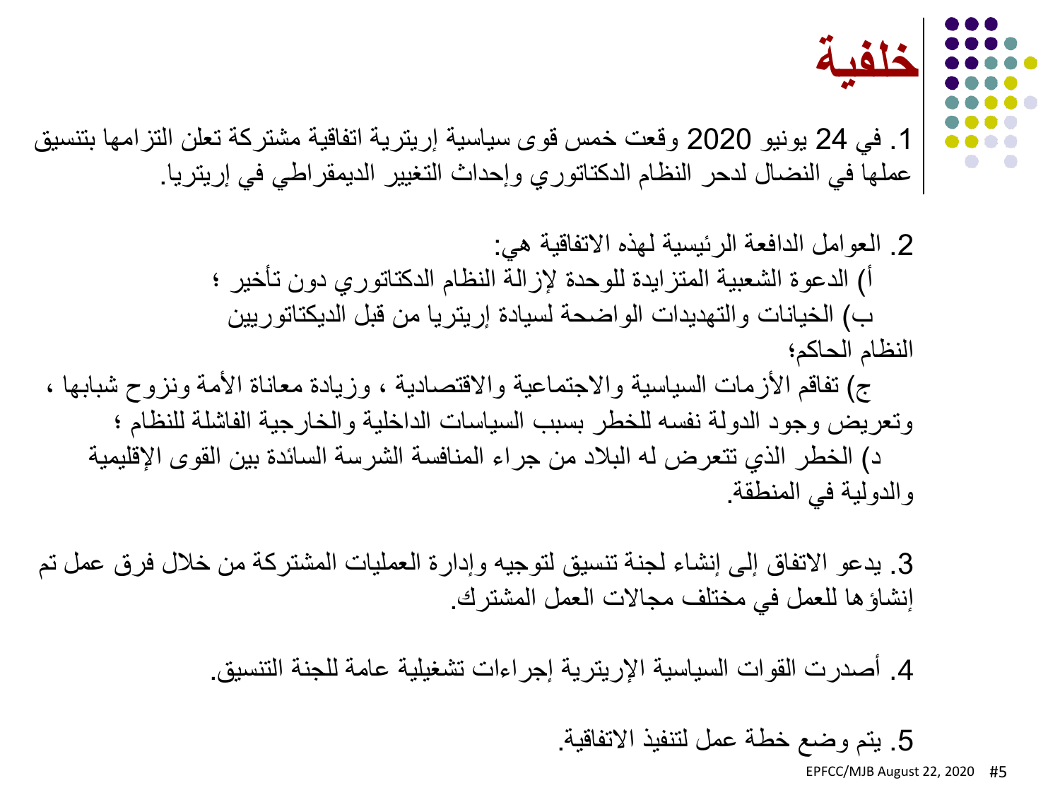# خلفية

1. في 24 يونيو 2020 وقعت خمس قوى سياسية إريترية اتفاقية مشتركة تعلن التزامها بتنسيق عملها في النضال لدحر النظام الدكتاتوري وإحداث التغيير الديمقراطي في إريتريا.

2. العوامل الدافعة الرئيسية لهذه الاتفاقية هي:
   أ) الدعوة الشعبية المتزايدة للوحدة لإزالة النظام الدكتاتوري دون تأخير ؛
   ب) الخيانات والتهديدات الواضحة لسيادة إريتريا من قبل الديكتاتوريين النظام الحاكم؛
   ج) تفاقم الأزمات السياسية والاجتماعية والاقتصادية ، وزيادة معاناة الأمة ونزوح شبابها ، وتعريض وجود الدولة نفسه للخطر بسبب السياسات الداخلية والخارجية الفاشلة للنظام ؛
   د) الخطر الذي تتعرض له البلاد من جراء المنافسة الشرسة السائدة بين القوى الإقليمية والدولية في المنطقة.

3. يدعو الاتفاق إلى إنشاء لجنة تنسيق لتوجيه وإدارة العمليات المشتركة من خلال فرق عمل تم إنشاؤها للعمل في مختلف مجالات العمل المشترك.

4. أصدرت القوات السياسية الإريترية إجراءات تشغيلية عامة للجنة التنسيق.

5. يتم وضع خطة عمل لتنفيذ الاتفاقية.

EPFCC/MJB August 22, 2020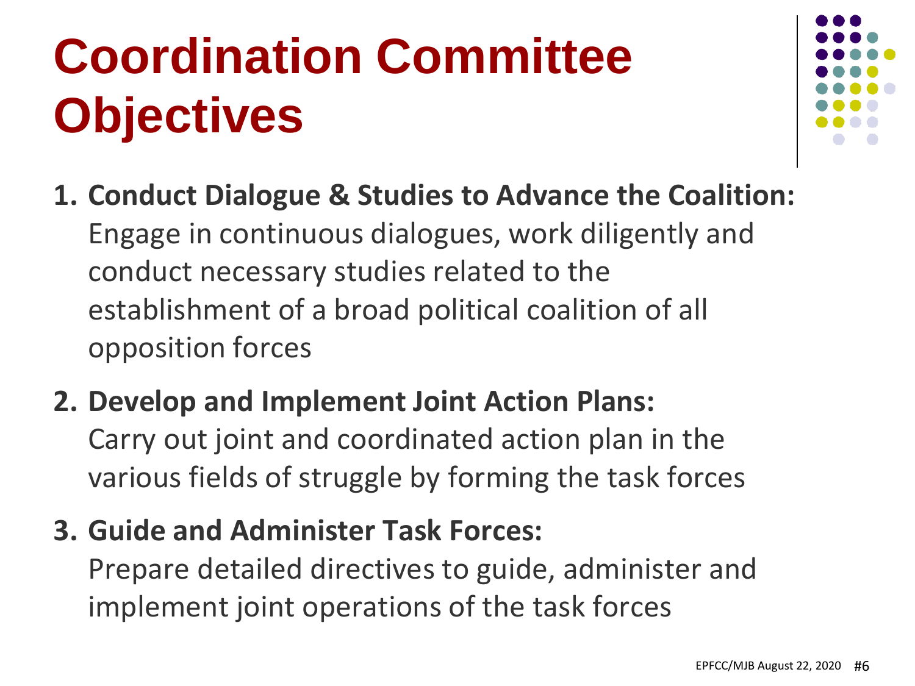# Coordination Committee Objectives

1. **Conduct Dialogue & Studies to Advance the Coalition:** Engage in continuous dialogues, work diligently and conduct necessary studies related to the establishment of a broad political coalition of all opposition forces
2. **Develop and Implement Joint Action Plans:** Carry out joint and coordinated action plan in the various fields of struggle by forming the task forces
3. **Guide and Administer Task Forces:** Prepare detailed directives to guide, administer and implement joint operations of the task forces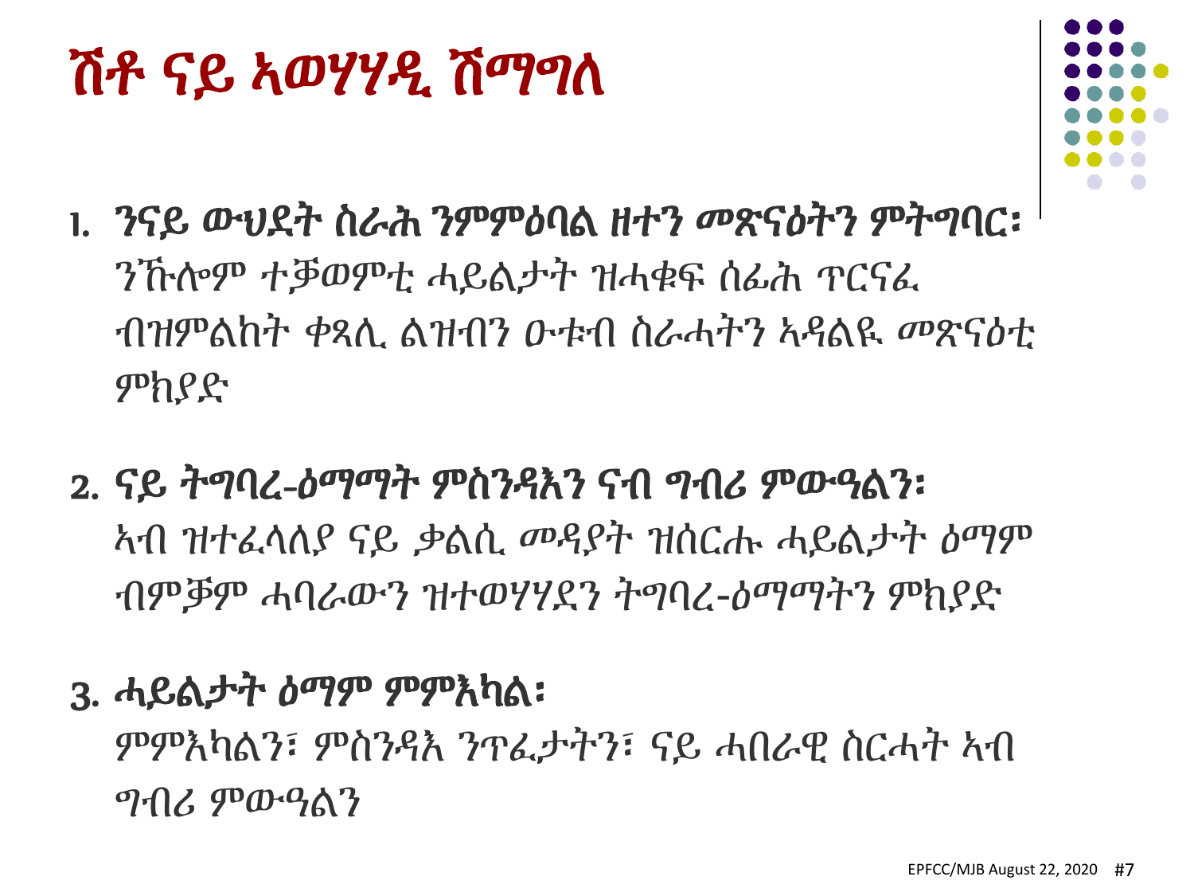# ሸቶ ናይ ኣወሃሃዲ ሸማግለ

1. **ንናይ ውህደት ስራሕ ንምምዕባል ዘተን መጽናዕትን ምትግባር፡**
   ንኹሉም ተቓወምቲ ሓይልታት ዝሓቁፍ ሰፊሕ ጥርናፈ ብዝምልከት ቀጻሊ ልዝብን ዑቱብ ስራሓትን ኣዳልዩ መጽናዕቲ ምክያድ

2. **ናይ ትግባረ-ዕማማት ምስንዳእን ናብ ግብሪ ምውዓልን፡**
   ኣብ ዝተፈላለያ ናይ ቃልሲ መዳያት ዝሰርሑ ሓይልታት ዕማም ብምቕም ሓባራውን ዝተወሃሃደን ትግባረ-ዕማማትን ምክያድ

3. **ሓይልታት ዕማም ምምእካል፡**
   ምምእካልን፣ ምስንዳእ ንጥፈታትን፣ ናይ ሓበራዊ ስርሓት ኣብ ግብሪ ምውዓልን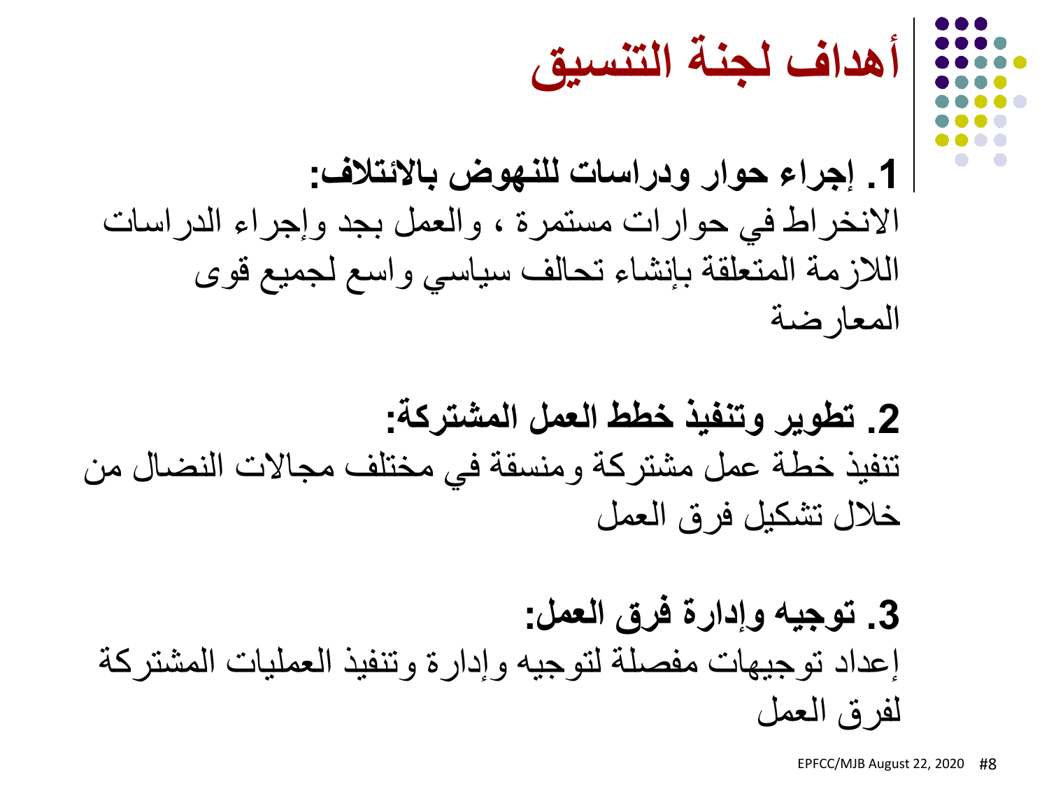# أهداف لجنة التنسيق

**1. إجراء حوار ودراسات للنهوض بالائتلاف:**

الانخراط في حوارات مستمرة ، والعمل بجد وإجراء الدراسات اللازمة المتعلقة بإنشاء تحالف سياسي واسع لجميع قوى المعارضة

**2. تطوير وتنفيذ خطط العمل المشتركة:**

تنفيذ خطة عمل مشتركة ومنسقة في مختلف مجالات النضال من خلال تشكيل فرق العمل

**3. توجيه وإدارة فرق العمل:**

إعداد توجيهات مفصلة لتوجيه وإدارة وتنفيذ العمليات المشتركة لفرق العمل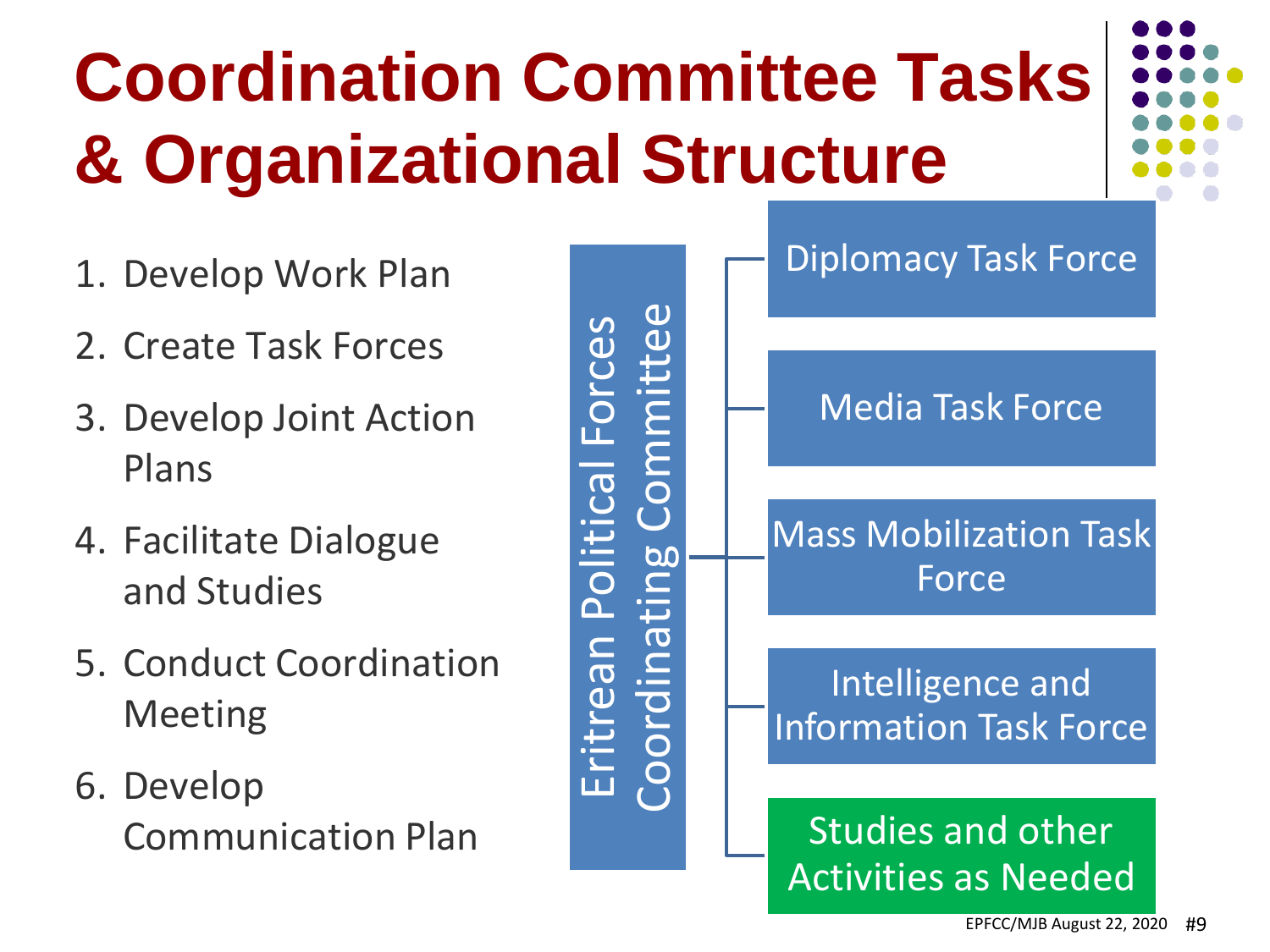# Coordination Committee Tasks & Organizational Structure

1. Develop Work Plan
2. Create Task Forces
3. Develop Joint Action Plans
4. Facilitate Dialogue and Studies
5. Conduct Coordination Meeting
6. Develop Communication Plan

Eritrean Political Forces Coordinating Committee

- Diplomacy Task Force
- Media Task Force
- Mass Mobilization Task Force
- Intelligence and Information Task Force
- Studies and other Activities as Needed

EPFCC/MJB August 22, 2020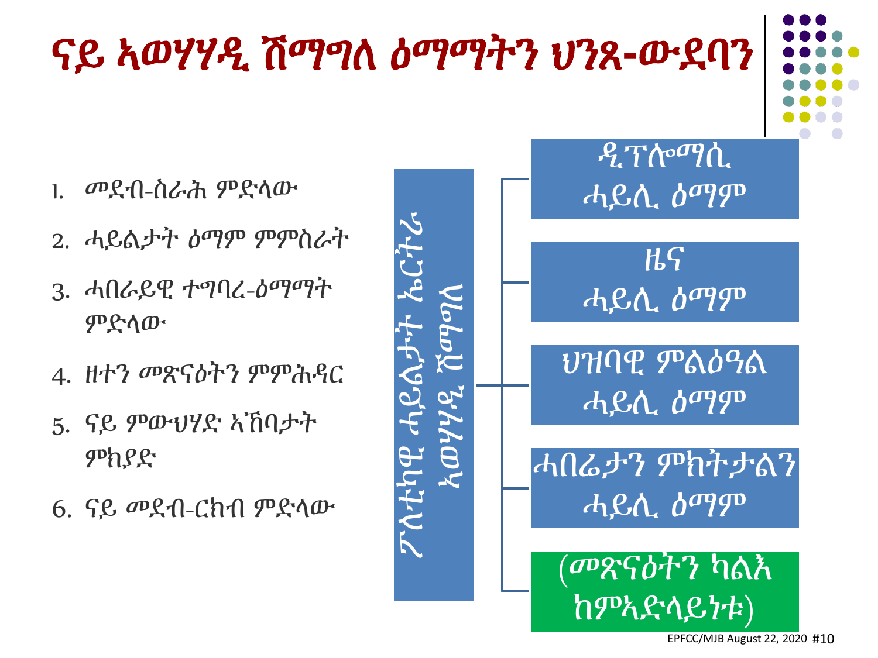# ናይ ኣወሃሃዲ ሽማግለ ዕማማትን ህንጸ-ውደባን

1. መደብ-ስራሕ ምድላው
2. ሓይልታት ዕማም ምምስራት
3. ሓበራይዊ ተግባረ-ዕማማት ምድላው
4. ዘተን መጽናዕትን ምምሕዳር
5. ናይ ምውህሃድ ኣኼባታት ምክያድ
6. ናይ መደብ-ርክብ ምድላው

ፖለቲካዊ ሓይልታት ኤርትራ ኣወሃሃዲ ሽማግለ

- ዲፕሎማሲ ሓይሊ ዕማም
- ዜና ሓይሊ ዕማም
- ህዝባዊ ምልዕዓል ሓይሊ ዕማም
- ሓበሬታን ምክትታልን ሓይሊ ዕማም
- (መጽናዕትን ካልእ ከምኣድላይነቱ)

EPFCC/MJB August 22, 2020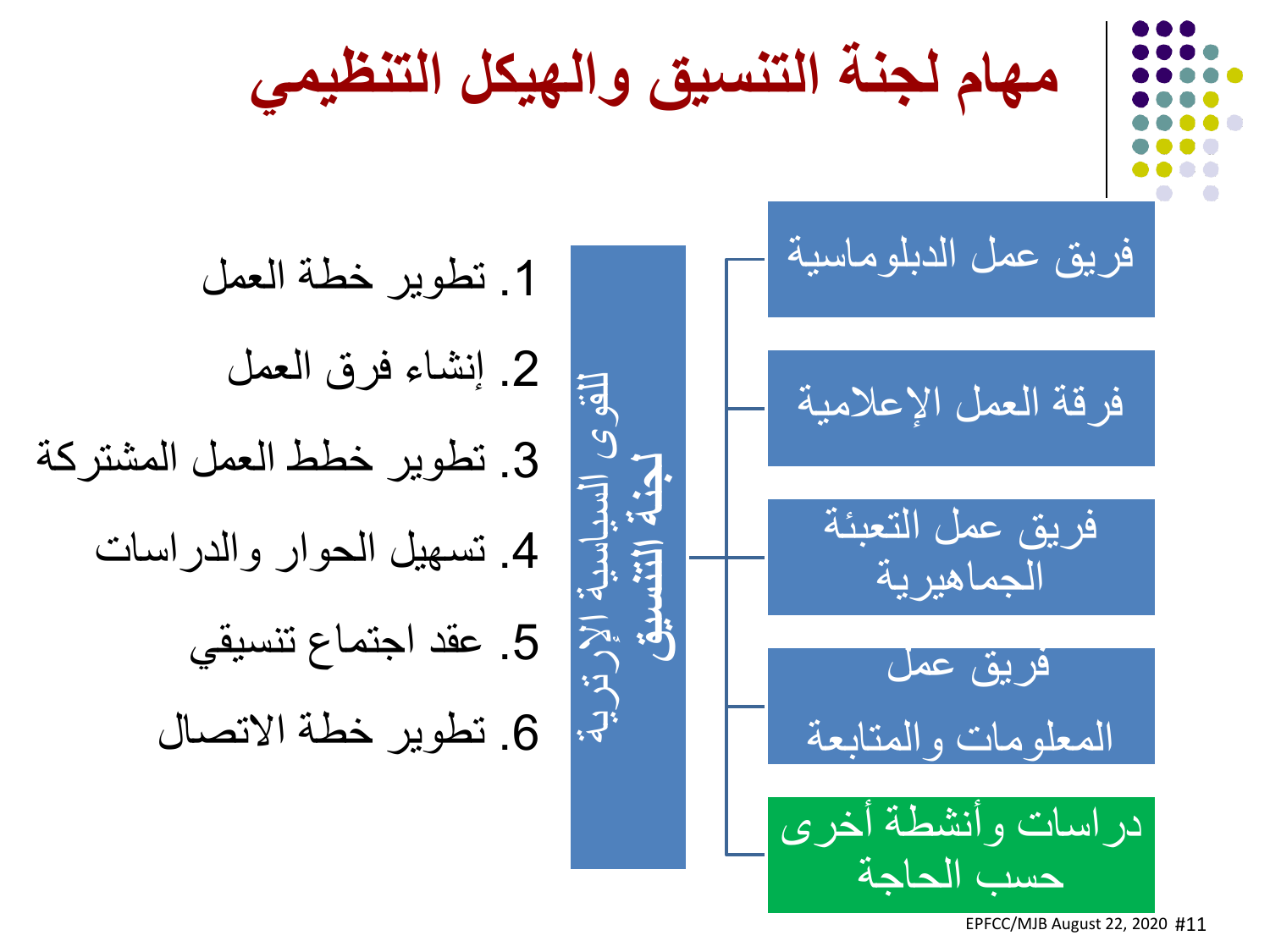# مهام لجنة التنسيق والهيكل التنظيمي

1. تطوير خطة العمل
2. إنشاء فرق العمل
3. تطوير خطط العمل المشتركة
4. تسهيل الحوار والدراسات
5. عقد اجتماع تنسيقي
6. تطوير خطة الاتصال

لجنة التنسيق للقوى السياسية الإرترية

- فريق عمل الدبلوماسية
- فرقة العمل الإعلامية
- فريق عمل التعبئة الجماهيرية
- فريق عمل المعلومات والمتابعة
- دراسات وأنشطة أخرى حسب الحاجة

EPFCC/MJB August 22, 2020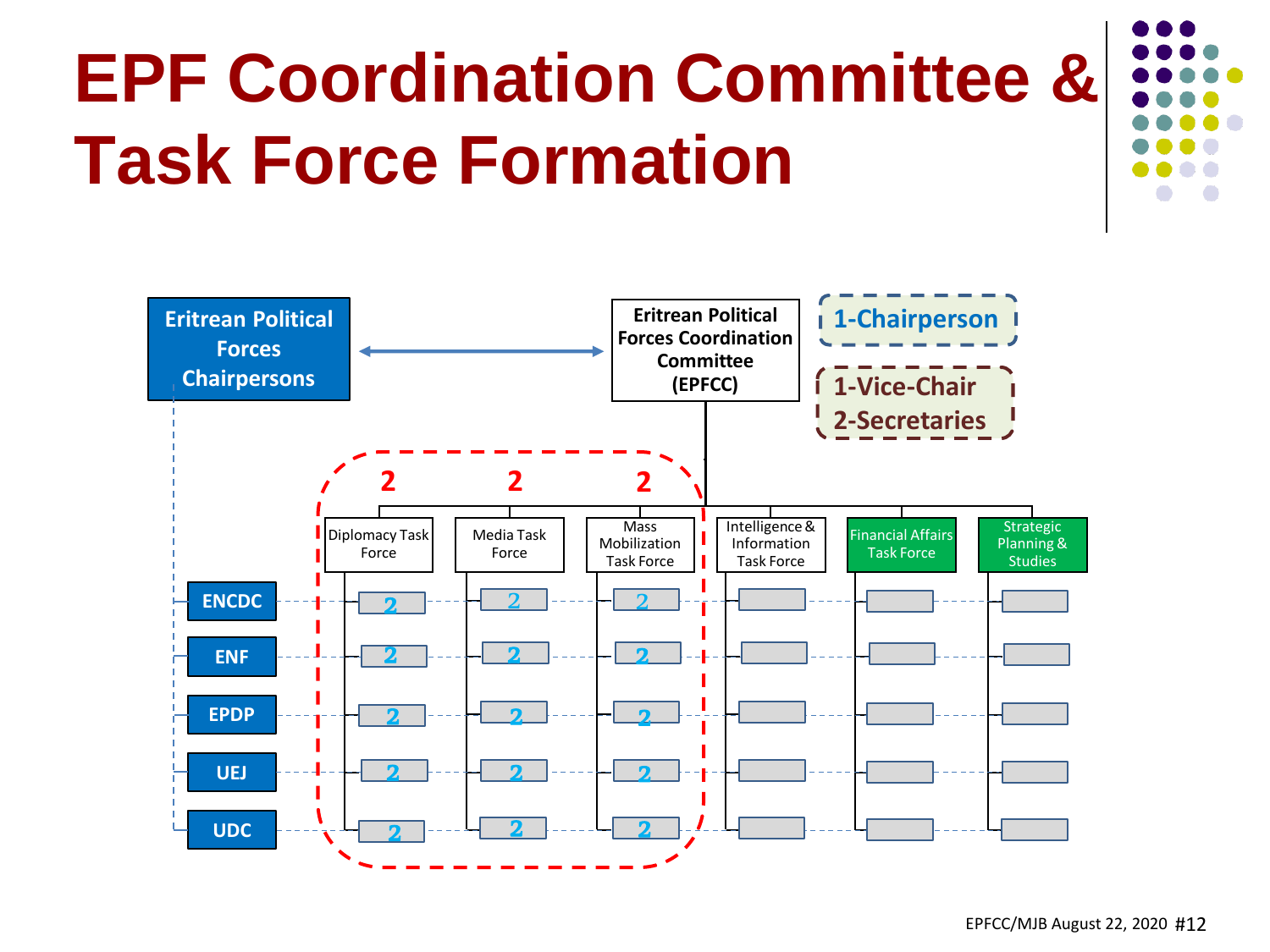# EPF Coordination Committee & Task Force Formation

**Eritrean Political Forces Chairpersons** ⟷ **Eritrean Political Forces Coordination Committee (EPFCC)**

- 1-Chairperson
- 1-Vice-Chair
- 2-Secretaries

| | Diplomacy Task Force (2) | Media Task Force (2) | Mass Mobilization Task Force (2) | Intelligence & Information Task Force | Financial Affairs Task Force | Strategic Planning & Studies |
|---|---|---|---|---|---|---|
| ENCDC | 2 | 2 | 2 | | | |
| ENF | 2 | 2 | 2 | | | |
| EPDP | 2 | 2 | 2 | | | |
| UEJ | 2 | 2 | 2 | | | |
| UDC | 2 | 2 | 2 | | | |

EPFCC/MJB August 22, 2020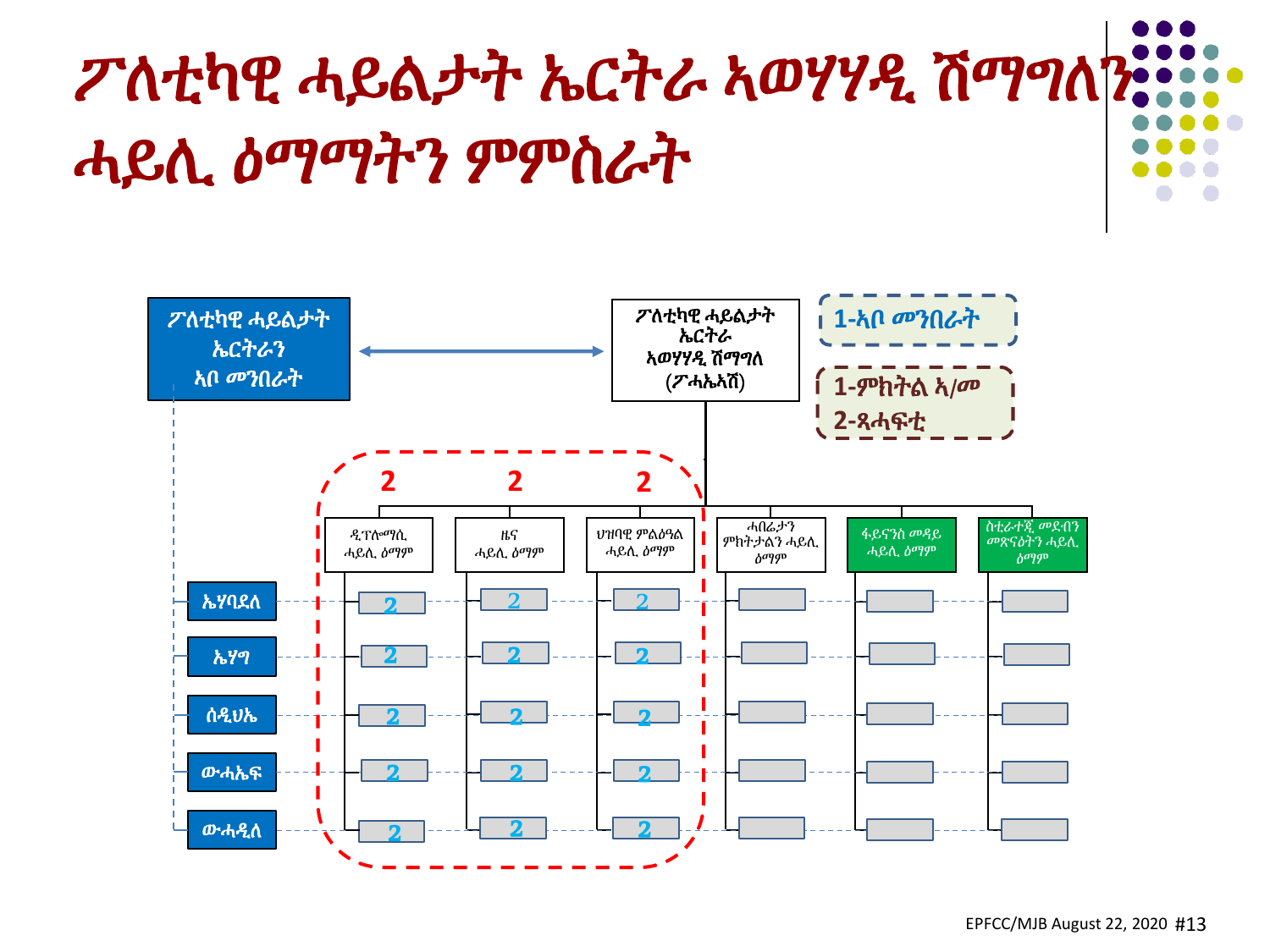# ፖለቲካዊ ሓይልታት ኤርትራ ኣወሃሃዲ ሽማግለን ሓይሊ ዕማማትን ምምስራት

ፖለቲካዊ ሓይልታት ኤርትራን ኣቦ መንበራት

ፖለቲካዊ ሓይልታት ኤርትራ ኣወሃሃዲ ሽማግለ (ፖሓኤኣሽ)

1-ኣቦ መንበራት

1-ምክትል ኣ/መ
2-ጸሓፍቲ

| | ዲፕሎማሲ ሓይሊ ዕማም | ዜና ሓይሊ ዕማም | ህዝባዊ ምልዕዓል ሓይሊ ዕማም | ሓበሬታን ምክትታልን ሓይሊ ዕማም | ፋይናንስ መዳይ ሓይሊ ዕማም | ስትራተጂ መደብን መጽናዕትን ሓይሊ ዕማም |
|---|---|---|---|---|---|---|
| | 2 | 2 | 2 | | | |
| ኤሃባደለ | 2 | 2 | 2 | | | |
| ኤሃግ | 2 | 2 | 2 | | | |
| ሰዲህኤ | 2 | 2 | 2 | | | |
| ውሓኤፍ | 2 | 2 | 2 | | | |
| ውሓዲለ | 2 | 2 | 2 | | | |

EPFCC/MJB August 22, 2020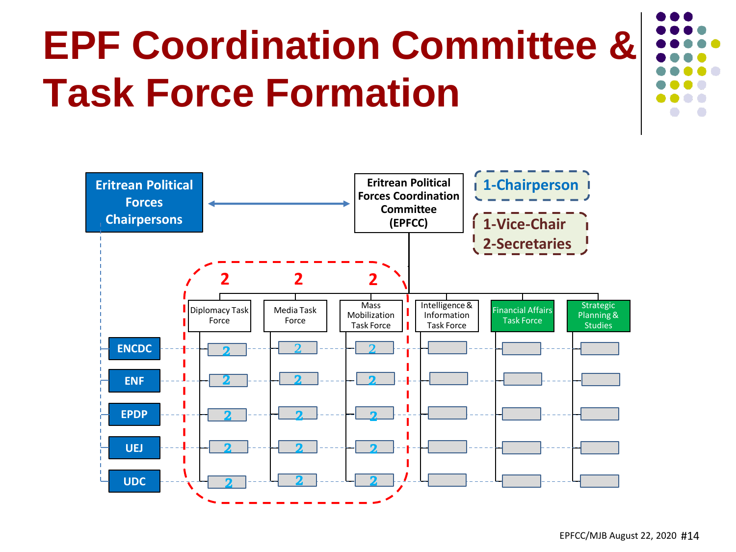# EPF Coordination Committee & Task Force Formation

**Eritrean Political Forces Chairpersons** ↔ **Eritrean Political Forces Coordination Committee (EPFCC)**

- 1-Chairperson
- 1-Vice-Chair
- 2-Secretaries

| | Diplomacy Task Force (2) | Media Task Force (2) | Mass Mobilization Task Force (2) | Intelligence & Information Task Force | Financial Affairs Task Force | Strategic Planning & Studies |
|---|---|---|---|---|---|---|
| ENCDC | 2 | 2 | 2 | | | |
| ENF | 2 | 2 | 2 | | | |
| EPDP | 2 | 2 | 2 | | | |
| UEJ | 2 | 2 | 2 | | | |
| UDC | 2 | 2 | 2 | | | |

EPFCC/MJB August 22, 2020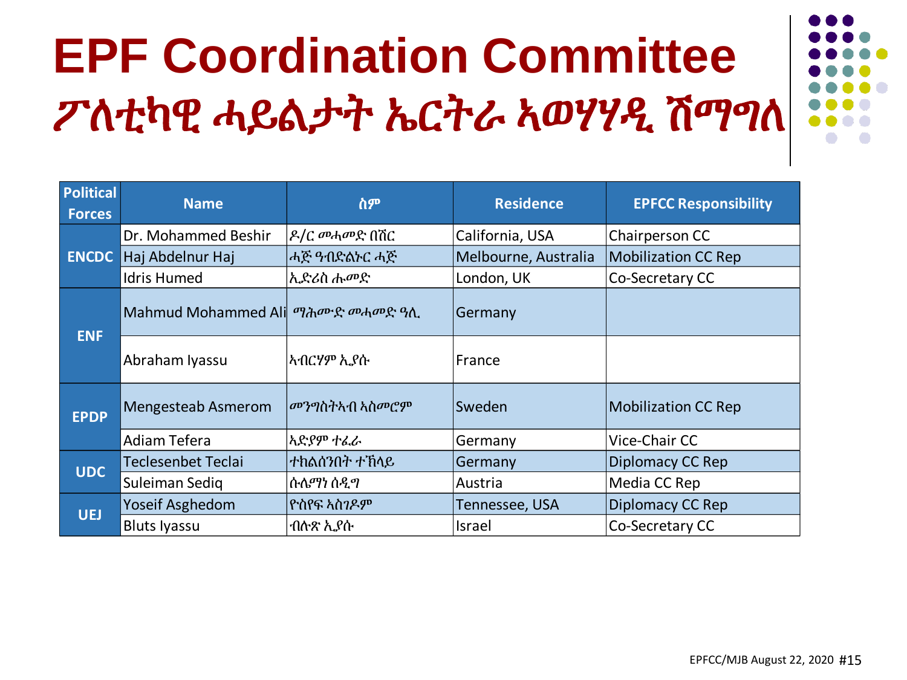# EPF Coordination Committee

## ፖለቲካዊ ሓይልታት ኤርትራ ኣወሃሃዲ ሽማግለ

| Political Forces | Name | ስም | Residence | EPFCC Responsibility |
|---|---|---|---|---|
| ENCDC | Dr. Mohammed Beshir | ዶ/ር መሓመድ በሽር | California, USA | Chairperson CC |
| | Haj Abdelnur Haj | ሓጅ ዓብድልኑር ሓጅ | Melbourne, Australia | Mobilization CC Rep |
| | Idris Humed | ኢድሪስ ሑመድ | London, UK | Co-Secretary CC |
| ENF | Mahmud Mohammed Ali | ማሕሙድ መሓመድ ዓሊ | Germany | |
| | Abraham Iyassu | ኣብርሃም ኢያሱ | France | |
| EPDP | Mengesteab Asmerom | መንግስትኣብ ኣስመሮም | Sweden | Mobilization CC Rep |
| | Adiam Tefera | ኣድያም ተፈራ | Germany | Vice-Chair CC |
| UDC | Teclesenbet Teclai | ተኽልሰንበት ተኽላይ | Germany | Diplomacy CC Rep |
| | Suleiman Sediq | ሱሌማን ሰዲግ | Austria | Media CC Rep |
| UEJ | Yoseif Asghedom | ዮሰየፍ ኣስገዶም | Tennessee, USA | Diplomacy CC Rep |
| | Bluts Iyassu | ብሉጽ ኢያሱ | Israel | Co-Secretary CC |

EPFCC/MJB August 22, 2020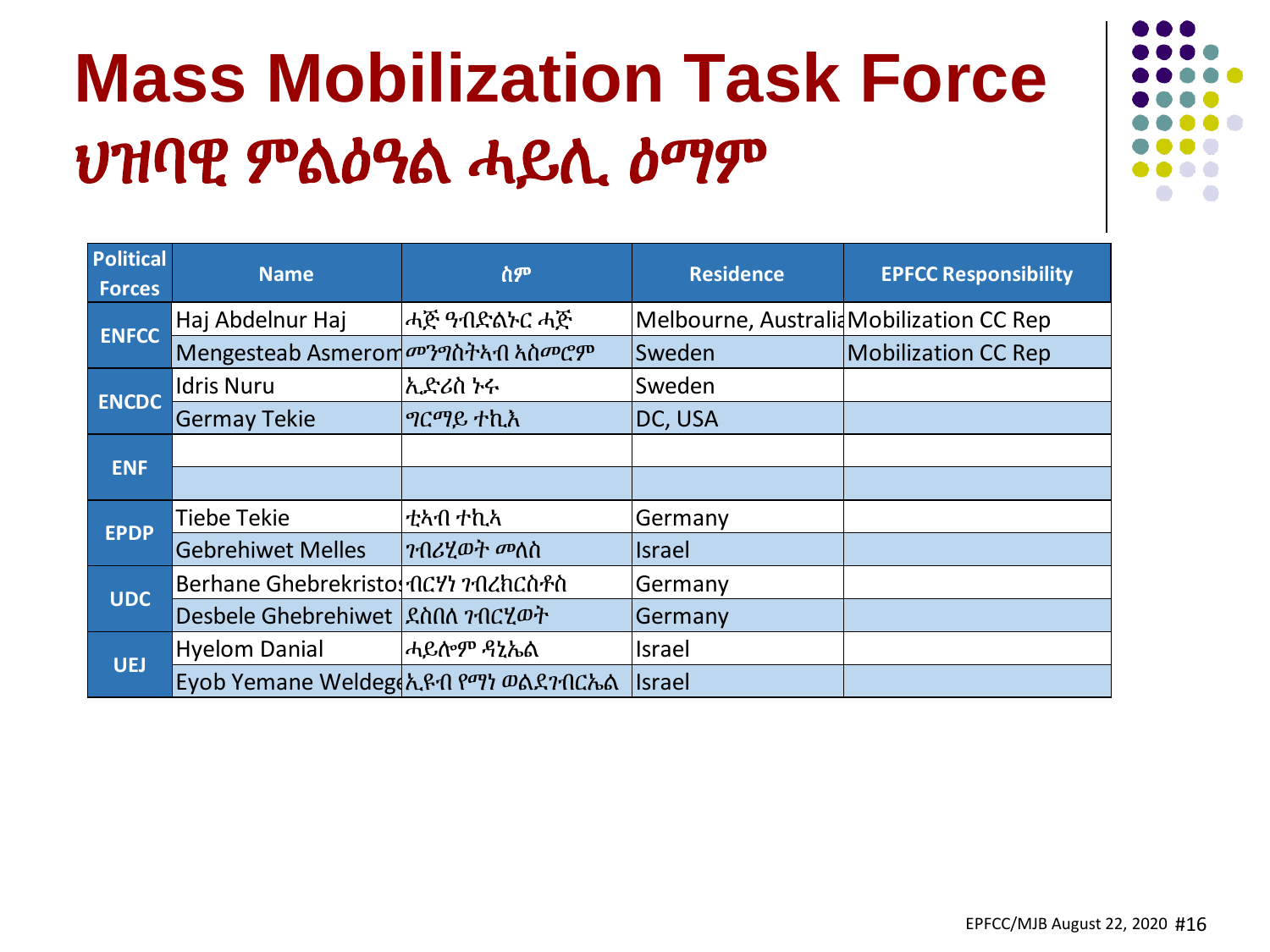# Mass Mobilization Task Force

# ህዝባዊ ምልዕዓል ሓይሊ ዕማም

| Political Forces | Name | ስም | Residence | EPFCC Responsibility |
|---|---|---|---|---|
| ENFCC | Haj Abdelnur Haj | ሓጅ ዓብድልኑር ሓጅ | Melbourne, Australia | Mobilization CC Rep |
| | Mengesteab Asmerom | መንግስትኣብ ኣስመሮም | Sweden | Mobilization CC Rep |
| ENCDC | Idris Nuru | ኢድሪስ ኑሩ | Sweden | |
| | Germay Tekie | ግርማይ ተኪአ | DC, USA | |
| ENF | | | | |
| | | | | |
| EPDP | Tiebe Tekie | ቲኣብ ተኪኣ | Germany | |
| | Gebrehiwet Melles | ገብሪሂወት መለስ | Israel | |
| UDC | Berhane Ghebrekristos | ብርሃነ ገብረክርስቶስ | Germany | |
| | Desbele Ghebrehiwet | ደስበለ ገብርሂወት | Germany | |
| UEJ | Hyelom Danial | ሓይሎም ዳኒኤል | Israel | |
| | Eyob Yemane Weldege | ኢዩብ የማነ ወልደገብርኤል | Israel | |

EPFCC/MJB August 22, 2020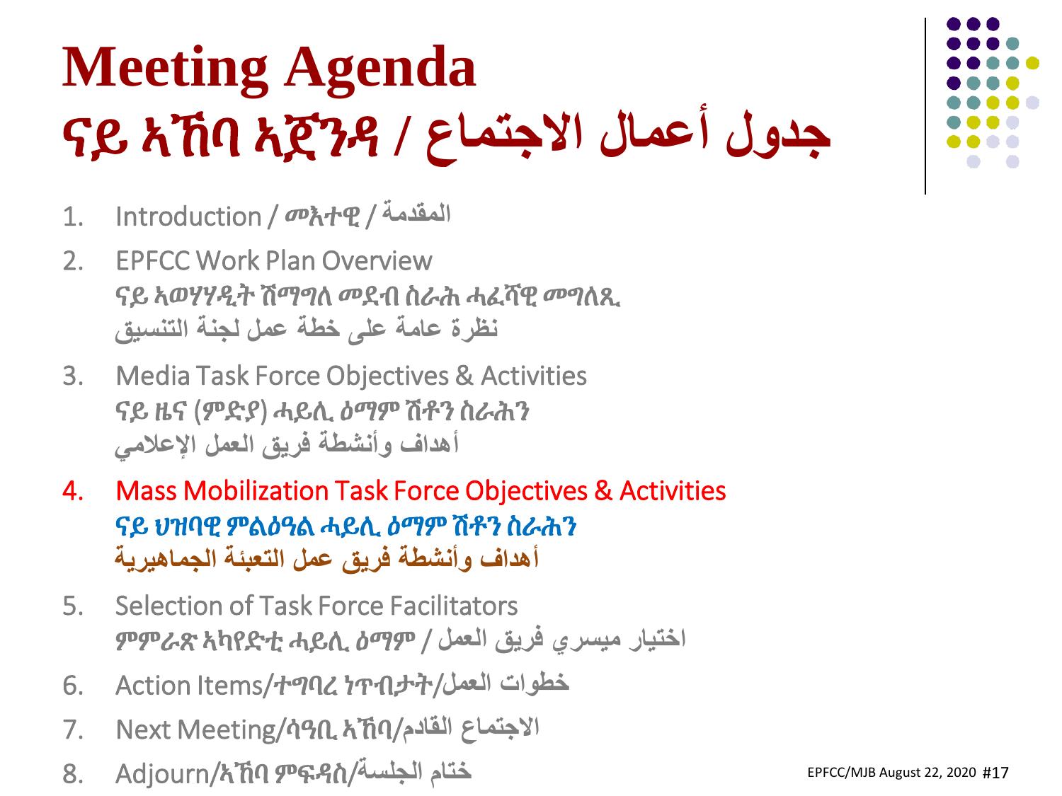# Meeting Agenda
# ናይ ኣኼባ ኣጀንዳ / جدول أعمال الاجتماع

1. Introduction / መእተዊ / المقدمة
2. EPFCC Work Plan Overview
   ናይ ኣወሃሃዲት ሽማግለ መደብ ስራሕ ሓፈሻዊ መግለጺ
   نظرة عامة على خطة عمل لجنة التنسيق
3. Media Task Force Objectives & Activities
   ናይ ዜና (ምድያ) ሓይሊ ዕማም ሸቶን ስራሕን
   أهداف وأنشطة فريق العمل الإعلامي
4. Mass Mobilization Task Force Objectives & Activities
   ናይ ህዝባዊ ምልዕዓል ሓይሊ ዕማም ሸቶን ስራሕን
   أهداف وأنشطة فريق عمل التعبئة الجماهيرية
5. Selection of Task Force Facilitators
   ምምራጽ ኣካየድቲ ሓይሊ ዕማም / اختيار ميسري فريق العمل
6. Action Items/ተግባረ ነጥብታት/خطوات العمل
7. Next Meeting/ሳዓቢ ኣኼባ/الاجتماع القادم
8. Adjourn/ኣኼባ ምፍዳስ/ختام الجلسة

EPFCC/MJB August 22, 2020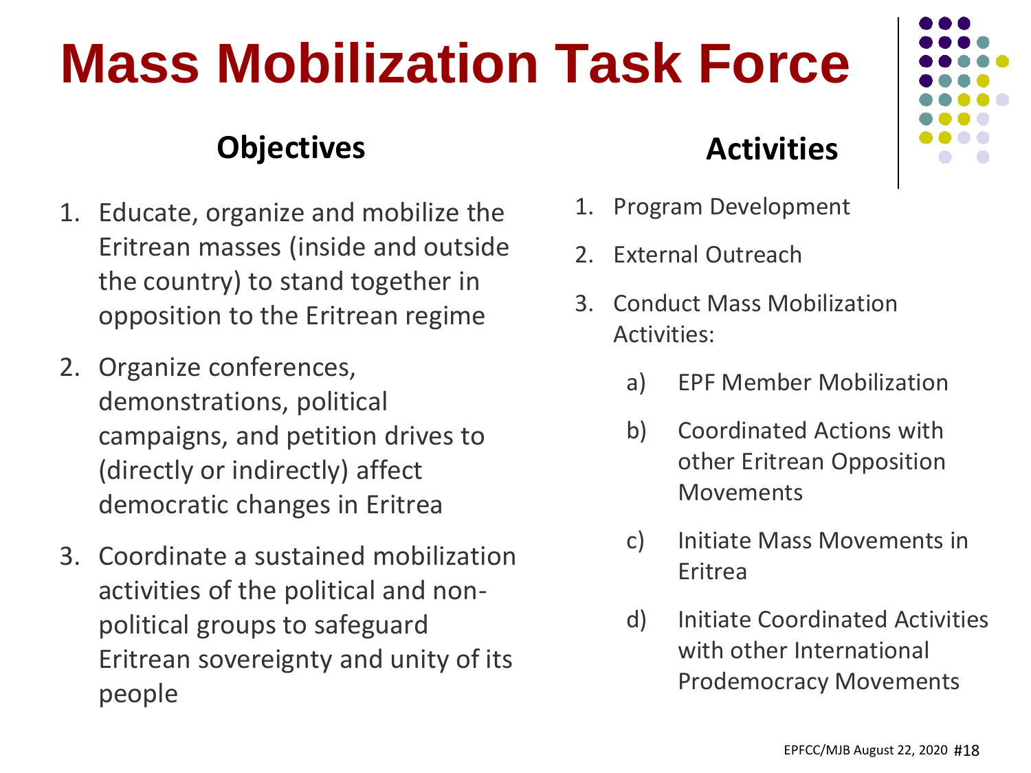# Mass Mobilization Task Force

## Objectives

1. Educate, organize and mobilize the Eritrean masses (inside and outside the country) to stand together in opposition to the Eritrean regime
2. Organize conferences, demonstrations, political campaigns, and petition drives to (directly or indirectly) affect democratic changes in Eritrea
3. Coordinate a sustained mobilization activities of the political and non-political groups to safeguard Eritrean sovereignty and unity of its people

## Activities

1. Program Development
2. External Outreach
3. Conduct Mass Mobilization Activities:
   a) EPF Member Mobilization
   b) Coordinated Actions with other Eritrean Opposition Movements
   c) Initiate Mass Movements in Eritrea
   d) Initiate Coordinated Activities with other International Prodemocracy Movements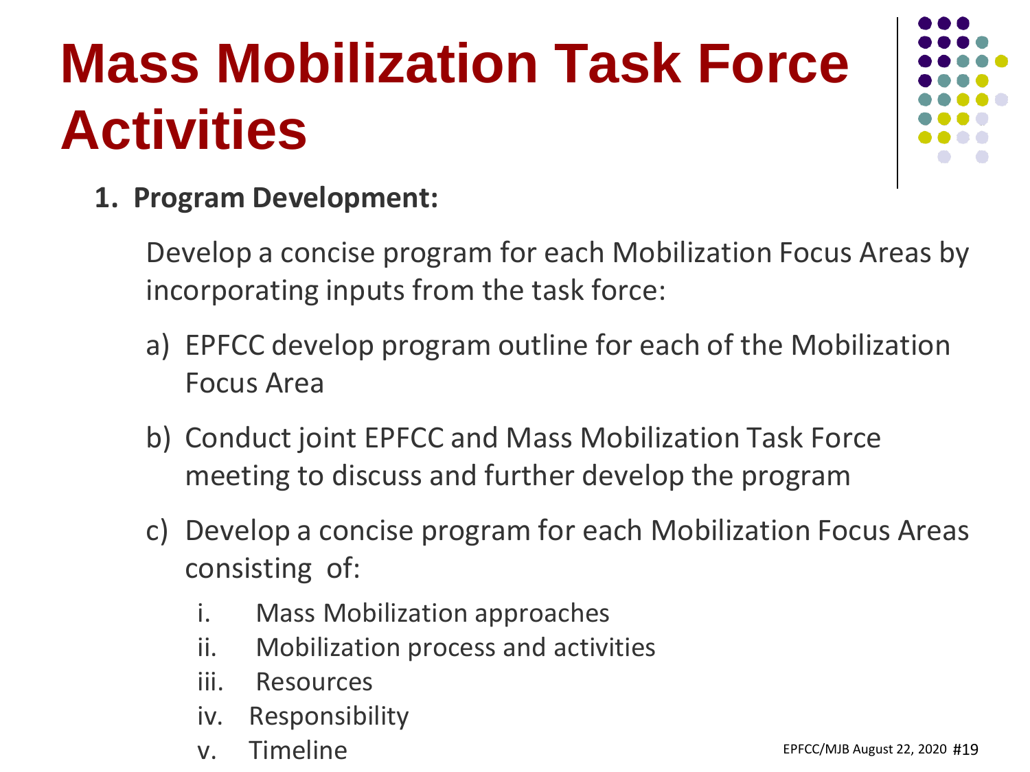# Mass Mobilization Task Force Activities

1. **Program Development:**

   Develop a concise program for each Mobilization Focus Areas by incorporating inputs from the task force:

   a) EPFCC develop program outline for each of the Mobilization Focus Area

   b) Conduct joint EPFCC and Mass Mobilization Task Force meeting to discuss and further develop the program

   c) Develop a concise program for each Mobilization Focus Areas consisting of:

      i. Mass Mobilization approaches
      ii. Mobilization process and activities
      iii. Resources
      iv. Responsibility
      v. Timeline

EPFCC/MJB August 22, 2020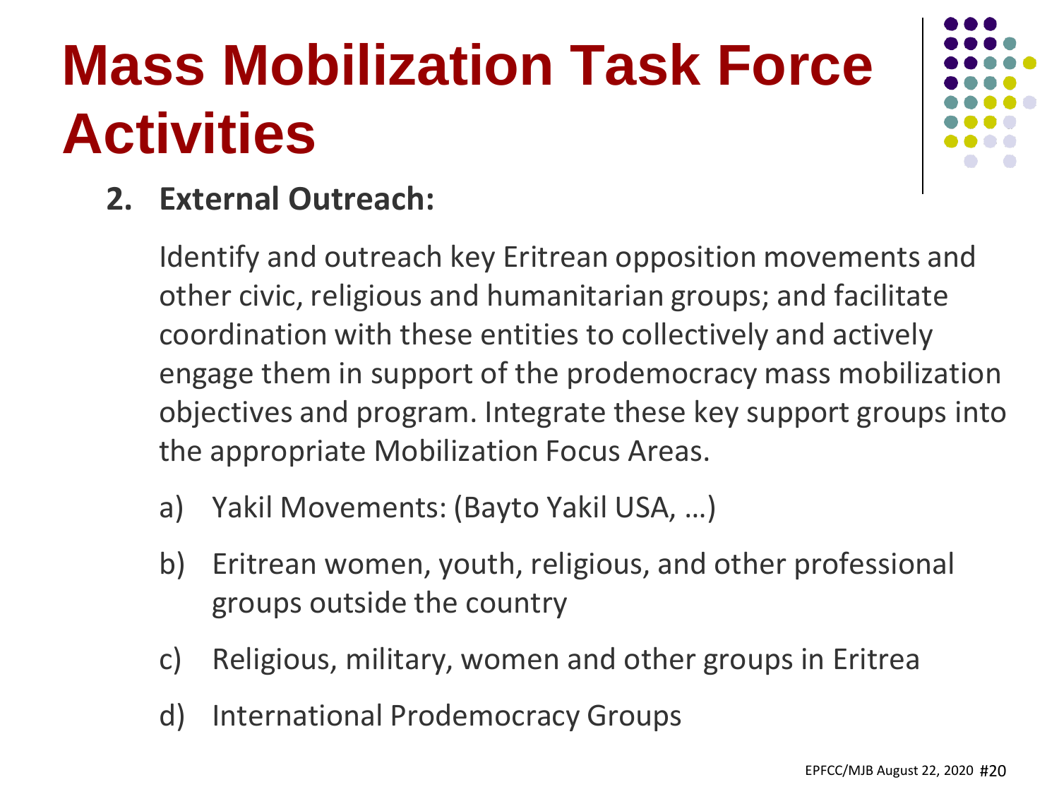# Mass Mobilization Task Force Activities

2. **External Outreach:**

   Identify and outreach key Eritrean opposition movements and other civic, religious and humanitarian groups; and facilitate coordination with these entities to collectively and actively engage them in support of the prodemocracy mass mobilization objectives and program. Integrate these key support groups into the appropriate Mobilization Focus Areas.

   a) Yakil Movements: (Bayto Yakil USA, …)

   b) Eritrean women, youth, religious, and other professional groups outside the country

   c) Religious, military, women and other groups in Eritrea

   d) International Prodemocracy Groups

EPFCC/MJB August 22, 2020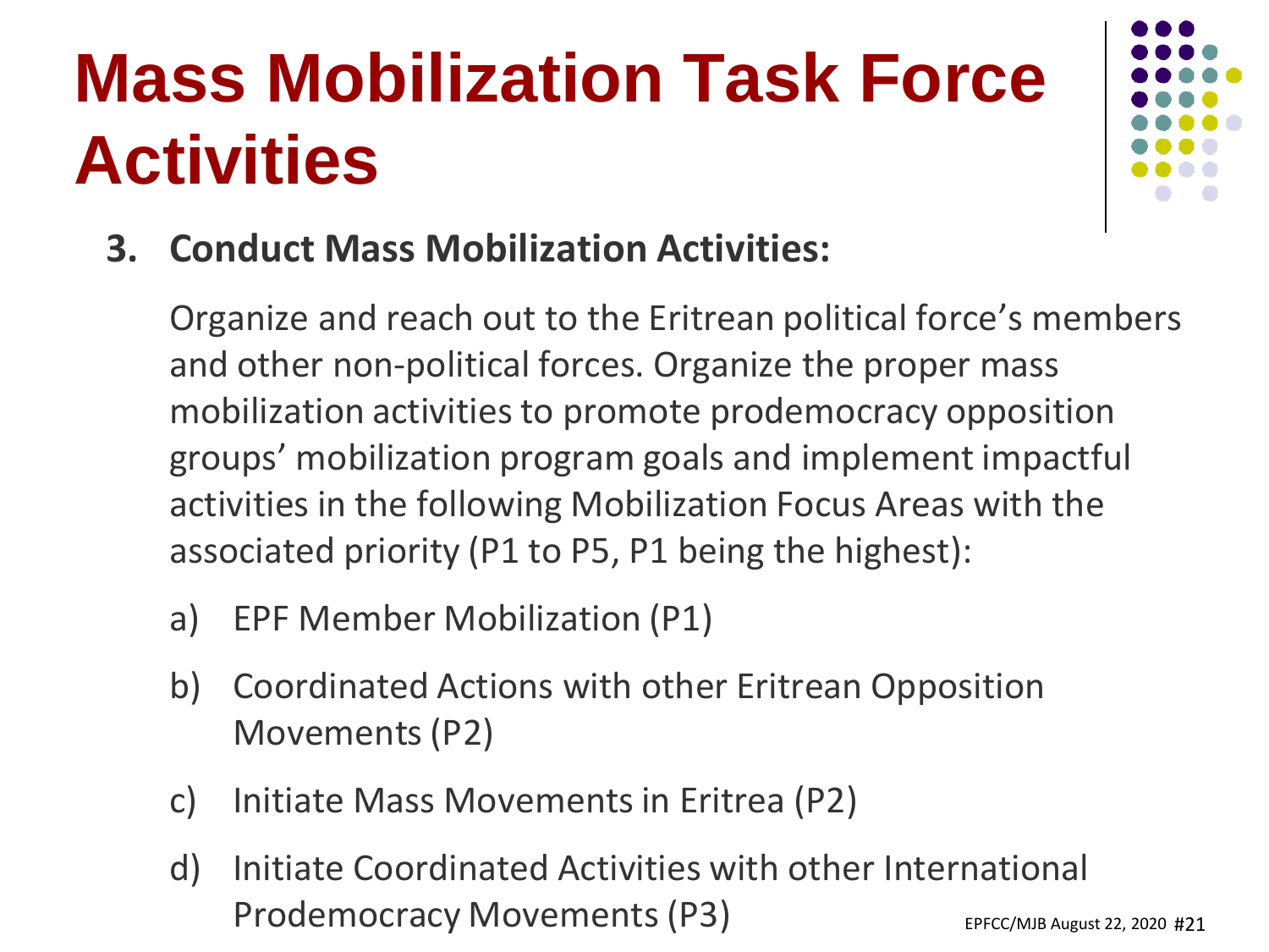# Mass Mobilization Task Force Activities

**3. Conduct Mass Mobilization Activities:**

Organize and reach out to the Eritrean political force's members and other non-political forces. Organize the proper mass mobilization activities to promote prodemocracy opposition groups' mobilization program goals and implement impactful activities in the following Mobilization Focus Areas with the associated priority (P1 to P5, P1 being the highest):

a) EPF Member Mobilization (P1)

b) Coordinated Actions with other Eritrean Opposition Movements (P2)

c) Initiate Mass Movements in Eritrea (P2)

d) Initiate Coordinated Activities with other International Prodemocracy Movements (P3)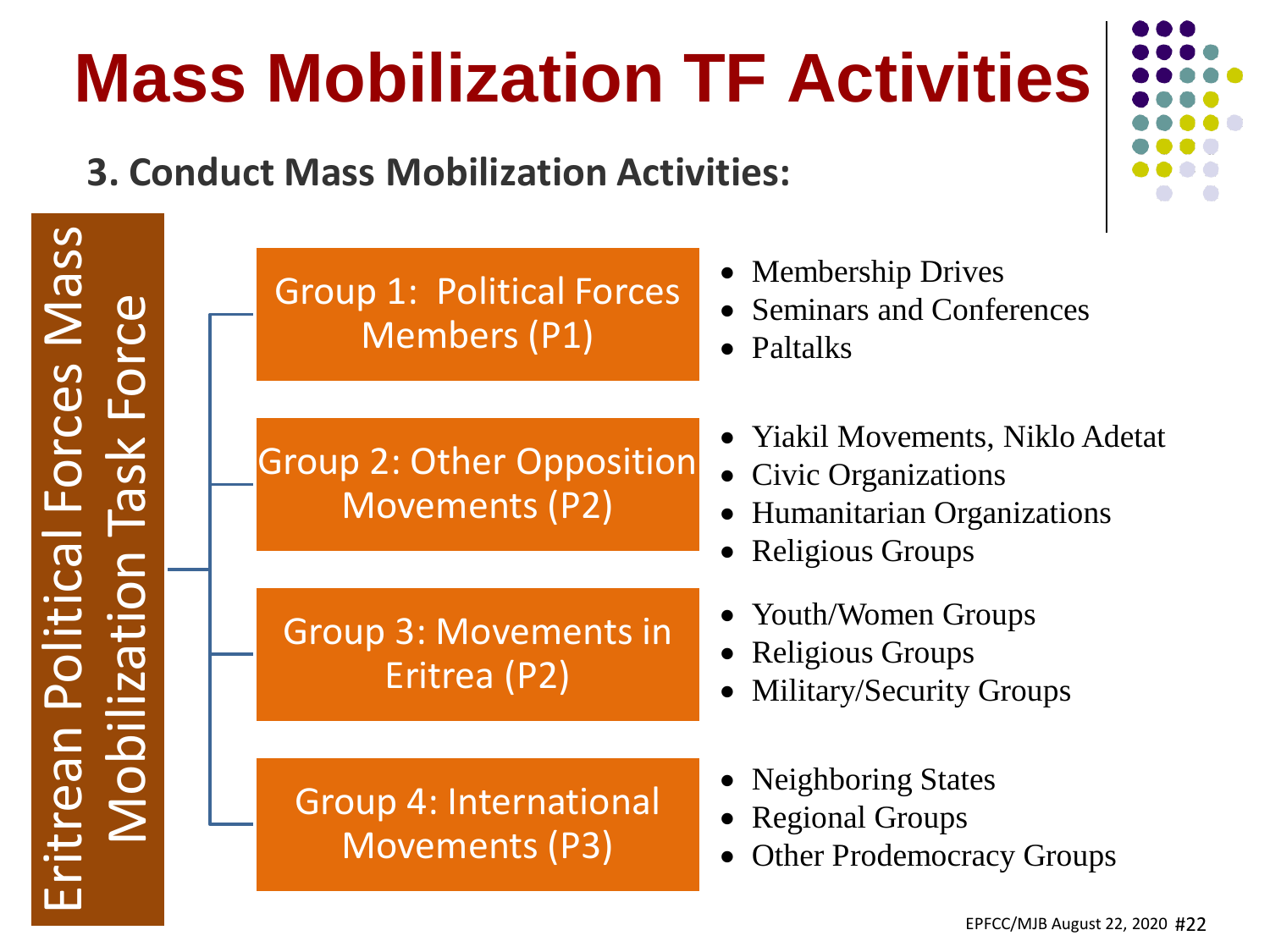# Mass Mobilization TF Activities

**3. Conduct Mass Mobilization Activities:**

Eritrean Political Forces Mass Mobilization Task Force

**Group 1: Political Forces Members (P1)**

- Membership Drives
- Seminars and Conferences
- Paltalks

**Group 2: Other Opposition Movements (P2)**

- Yiakil Movements, Niklo Adetat
- Civic Organizations
- Humanitarian Organizations
- Religious Groups

**Group 3: Movements in Eritrea (P2)**

- Youth/Women Groups
- Religious Groups
- Military/Security Groups

**Group 4: International Movements (P3)**

- Neighboring States
- Regional Groups
- Other Prodemocracy Groups

EPFCC/MJB August 22, 2020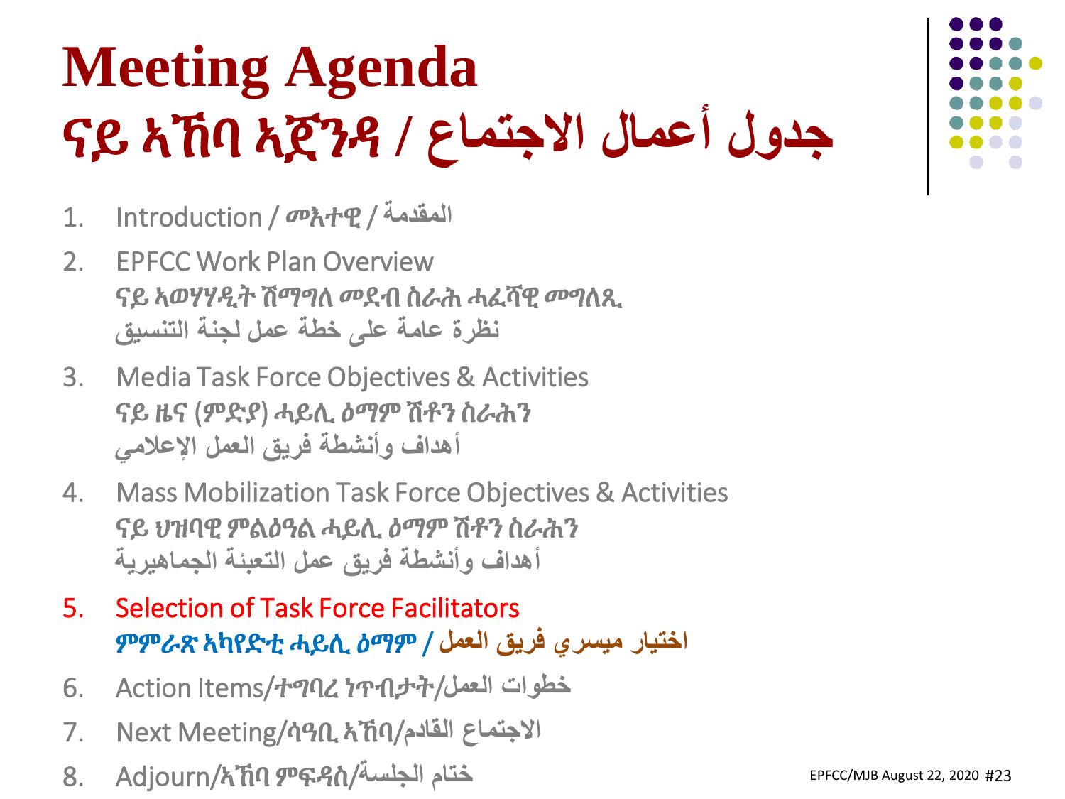# Meeting Agenda
# ናይ ኣኼባ ኣጀንዳ / جدول أعمال الاجتماع

1. Introduction / መእተዊ / المقدمة
2. EPFCC Work Plan Overview
   ናይ ኣወሃሃዲት ሽማግለ መደብ ስራሕ ሓፈሻዊ መግለጺ
   نظرة عامة على خطة عمل لجنة التنسيق
3. Media Task Force Objectives & Activities
   ናይ ዜና (ምድያ) ሓይሊ ዕማም ሸቶን ስራሕን
   أهداف وأنشطة فريق العمل الإعلامي
4. Mass Mobilization Task Force Objectives & Activities
   ናይ ህዝባዊ ምልዕዓል ሓይሊ ዕማም ሸቶን ስራሕን
   أهداف وأنشطة فريق عمل التعبئة الجماهيرية
5. Selection of Task Force Facilitators
   ምምራጽ ኣካየድቲ ሓይሊ ዕማም / اختيار ميسري فريق العمل
6. Action Items/ተግባረ ነጥብታት/خطوات العمل
7. Next Meeting/ሳዓቢ ኣኼባ/الاجتماع القادم
8. Adjourn/ኣኼባ ምፍዳስ/ختام الجلسة

EPFCC/MJB August 22, 2020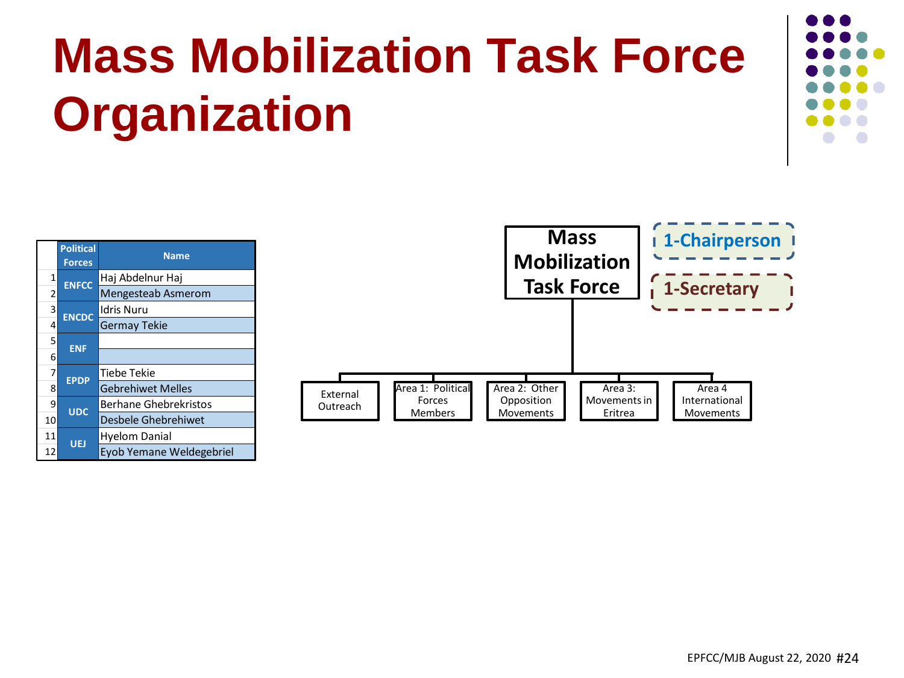# Mass Mobilization Task Force Organization

| | Political Forces | Name |
|---|---|---|
| 1 | ENFCC | Haj Abdelnur Haj |
| 2 | | Mengesteab Asmerom |
| 3 | ENCDC | Idris Nuru |
| 4 | | Germay Tekie |
| 5 | ENF | |
| 6 | | |
| 7 | EPDP | Tiebe Tekie |
| 8 | | Gebrehiwet Melles |
| 9 | UDC | Berhane Ghebrekristos |
| 10 | | Desbele Ghebrehiwet |
| 11 | UEJ | Hyelom Danial |
| 12 | | Eyob Yemane Weldegebriel |

**Mass Mobilization Task Force**

**1-Chairperson**

**1-Secretary**

- External Outreach
- Area 1: Political Forces Members
- Area 2: Other Opposition Movements
- Area 3: Movements in Eritrea
- Area 4 International Movements

EPFCC/MJB August 22, 2020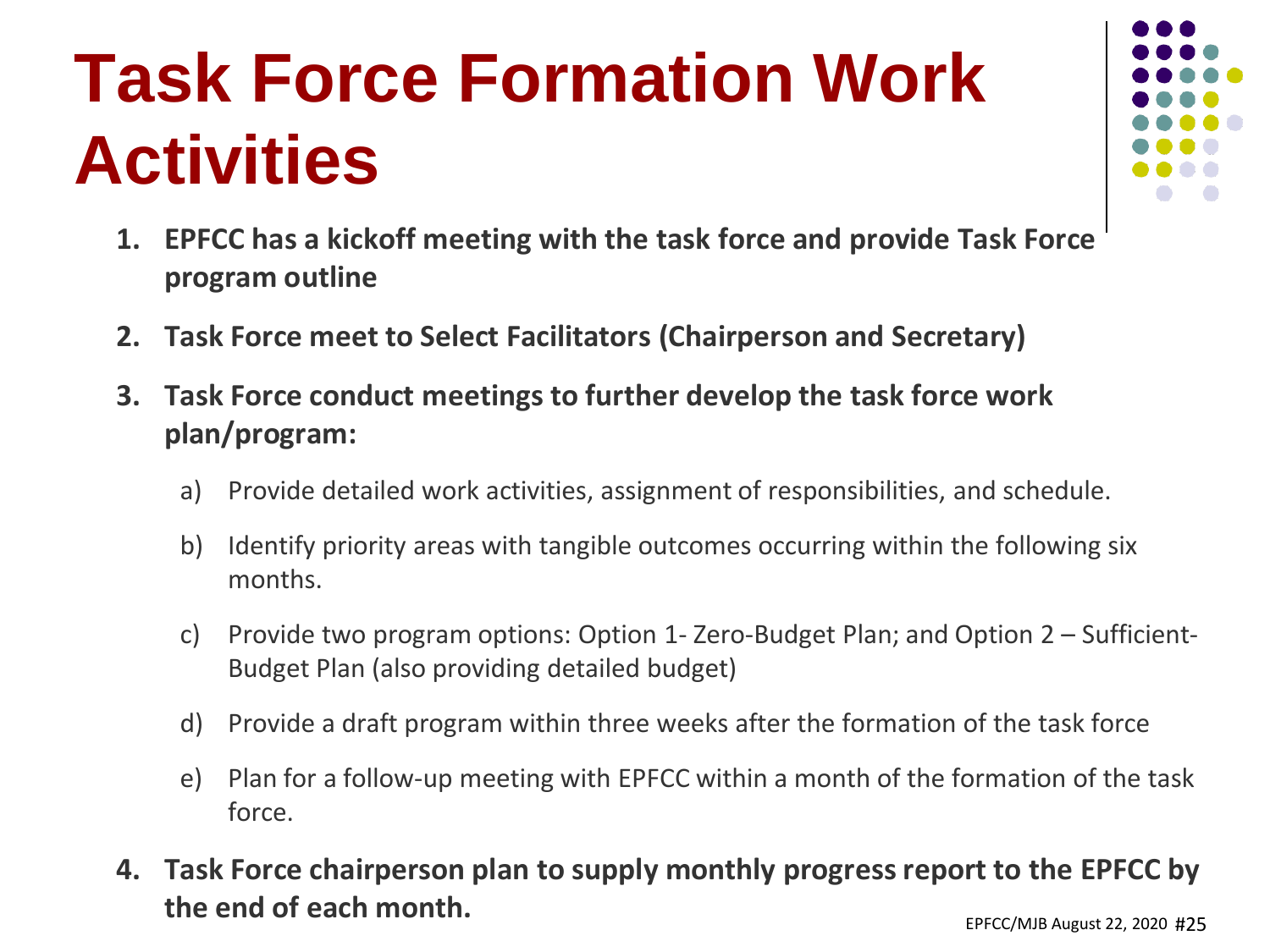# Task Force Formation Work Activities

1. **EPFCC has a kickoff meeting with the task force and provide Task Force program outline**
2. **Task Force meet to Select Facilitators (Chairperson and Secretary)**
3. **Task Force conduct meetings to further develop the task force work plan/program:**
   a) Provide detailed work activities, assignment of responsibilities, and schedule.
   b) Identify priority areas with tangible outcomes occurring within the following six months.
   c) Provide two program options: Option 1- Zero-Budget Plan; and Option 2 – Sufficient-Budget Plan (also providing detailed budget)
   d) Provide a draft program within three weeks after the formation of the task force
   e) Plan for a follow-up meeting with EPFCC within a month of the formation of the task force.
4. **Task Force chairperson plan to supply monthly progress report to the EPFCC by the end of each month.**

EPFCC/MJB August 22, 2020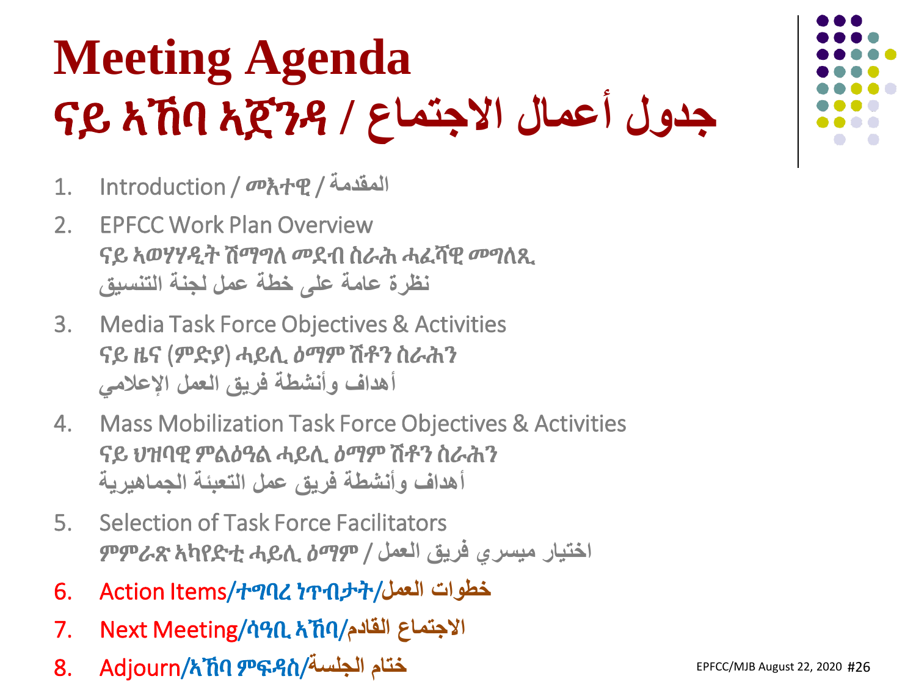# Meeting Agenda

# ናይ ኣኼባ ኣጀንዳ / جدول أعمال الاجتماع

1. Introduction / መእተዊ / المقدمة
2. EPFCC Work Plan Overview
   ናይ ኣወሃሃዲት ሽማግለ መደብ ስራሕ ሓፈሻዊ መግለጺ
   نظرة عامة على خطة عمل لجنة التنسيق
3. Media Task Force Objectives & Activities
   ናይ ዜና (ምድያ) ሓይሊ ዕማም ሽቶን ስራሕን
   أهداف وأنشطة فريق العمل الإعلامي
4. Mass Mobilization Task Force Objectives & Activities
   ናይ ህዝባዊ ምልዕዓል ሓይሊ ዕማም ሽቶን ስራሕን
   أهداف وأنشطة فريق عمل التعبئة الجماهيرية
5. Selection of Task Force Facilitators
   ምምራጽ ኣካየድቲ ሓይሊ ዕማም / اختيار ميسري فريق العمل
6. Action Items/ተግባረ ነጥብታት/خطوات العمل
7. Next Meeting/ሳዓቢ ኣኼባ/الاجتماع القادم
8. Adjourn/ኣኼባ ምፍዳስ/ختام الجلسة

EPFCC/MJB August 22, 2020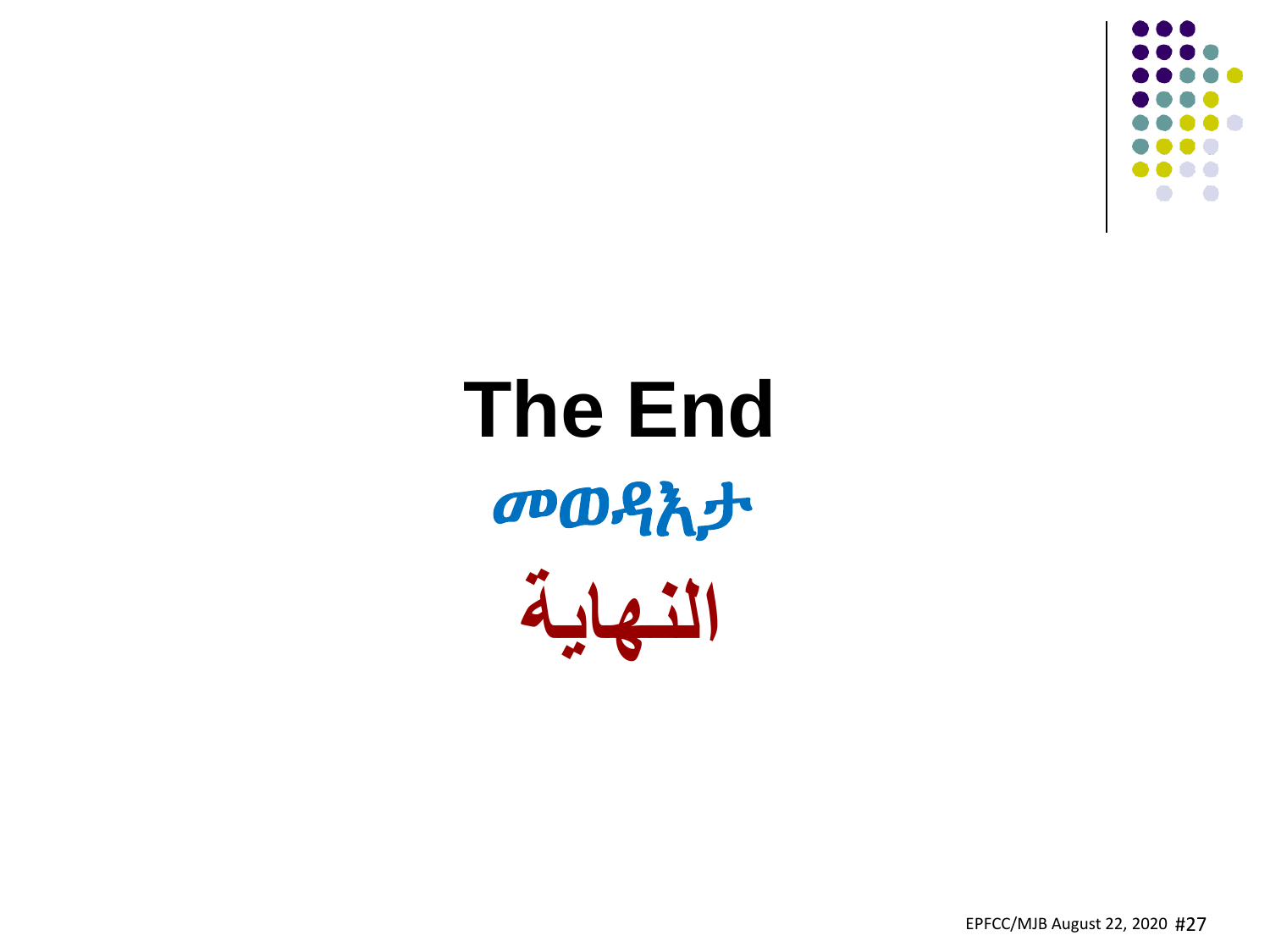# The End

**መወዳእታ**

**النهاية**